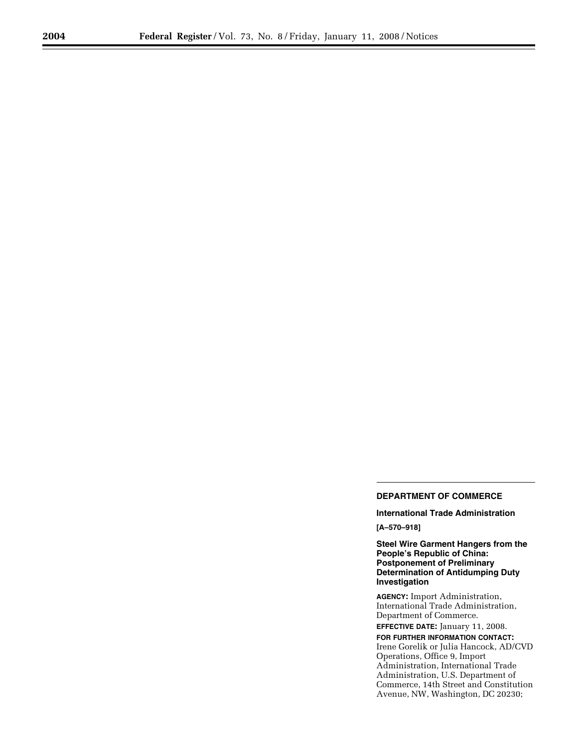**DEPARTMENT OF COMMERCE**

**International Trade Administration**

**[A–570–918]**

## Steel Wire Garment Hangers from the People's Republic of China: Postponement of Preliminary Determination of Antidumping Duty Investigation

**AGENCY:** Import Administration, International Trade Administration, Department of Commerce.

**EFFECTIVE DATE:** January 11, 2008.

**FOR FURTHER INFORMATION CONTACT:** Irene Gorelik or Julia Hancock, AD/CVD Operations, Office 9, Import Administration, International Trade Administration, U.S. Department of Commerce, 14th Street and Constitution Avenue, NW, Washington, DC 20230;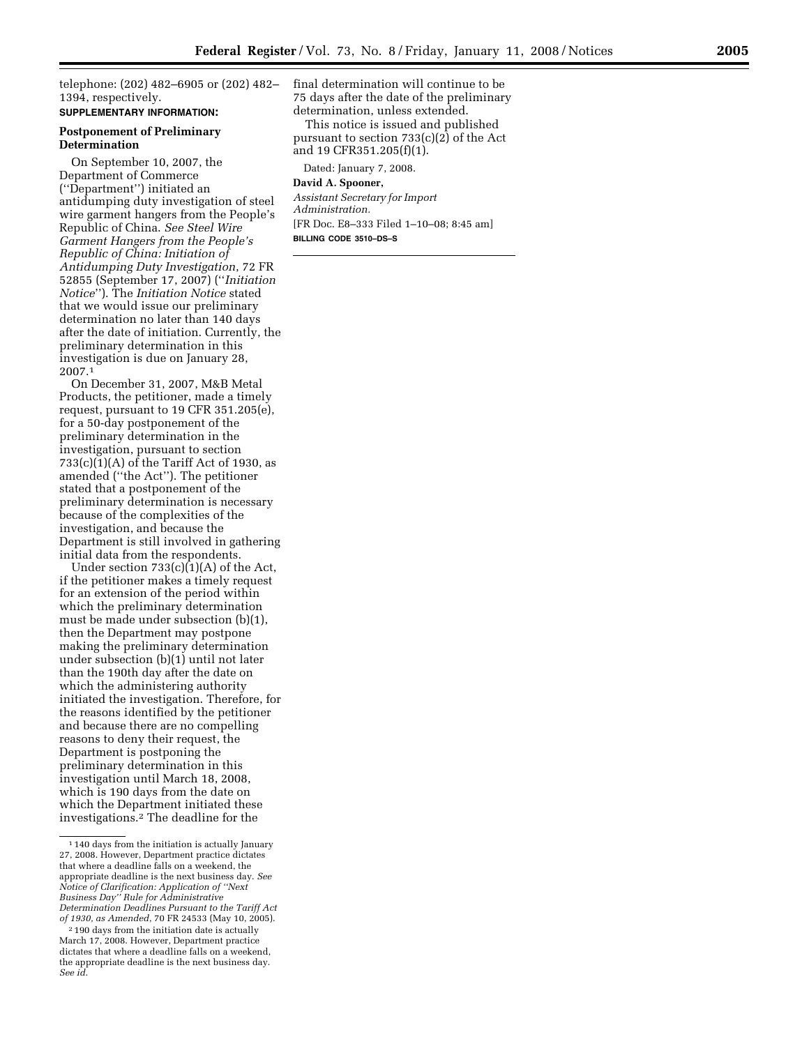telephone: (202) 482–6905 or (202) 482–1394, respectively.

**SUPPLEMENTARY INFORMATION:**

**Postponement of Preliminary Determination**

On September 10, 2007, the Department of Commerce (''Department'') initiated an antidumping duty investigation of steel wire garment hangers from the People's Republic of China. *See Steel Wire Garment Hangers from the People's Republic of China: Initiation of Antidumping Duty Investigation*, 72 FR 52855 (September 17, 2007) (''*Initiation Notice*''). The *Initiation Notice* stated that we would issue our preliminary determination no later than 140 days after the date of initiation. Currently, the preliminary determination in this investigation is due on January 28, 2007.[1]

On December 31, 2007, M&B Metal Products, the petitioner, made a timely request, pursuant to 19 CFR 351.205(e), for a 50-day postponement of the preliminary determination in the investigation, pursuant to section 733(c)(1)(A) of the Tariff Act of 1930, as amended (''the Act''). The petitioner stated that a postponement of the preliminary determination is necessary because of the complexities of the investigation, and because the Department is still involved in gathering initial data from the respondents.

Under section 733(c)(1)(A) of the Act, if the petitioner makes a timely request for an extension of the period within which the preliminary determination must be made under subsection (b)(1), then the Department may postpone making the preliminary determination under subsection (b)(1) until not later than the 190th day after the date on which the administering authority initiated the investigation. Therefore, for the reasons identified by the petitioner and because there are no compelling reasons to deny their request, the Department is postponing the preliminary determination in this investigation until March 18, 2008, which is 190 days from the date on which the Department initiated these investigations.[2] The deadline for the final determination will continue to be 75 days after the date of the preliminary determination, unless extended.

This notice is issued and published pursuant to section 733(c)(2) of the Act and 19 CFR351.205(f)(1).

Dated: January 7, 2008.

**David A. Spooner,**

*Assistant Secretary for Import Administration.*

[FR Doc. E8–333 Filed 1–10–08; 8:45 am]

**BILLING CODE 3510–DS–S**

---

[1] 140 days from the initiation is actually January 27, 2008. However, Department practice dictates that where a deadline falls on a weekend, the appropriate deadline is the next business day. *See Notice of Clarification: Application of ''Next Business Day'' Rule for Administrative Determination Deadlines Pursuant to the Tariff Act of 1930, as Amended*, 70 FR 24533 (May 10, 2005).

[2] 190 days from the initiation date is actually March 17, 2008. However, Department practice dictates that where a deadline falls on a weekend, the appropriate deadline is the next business day. *See id.*